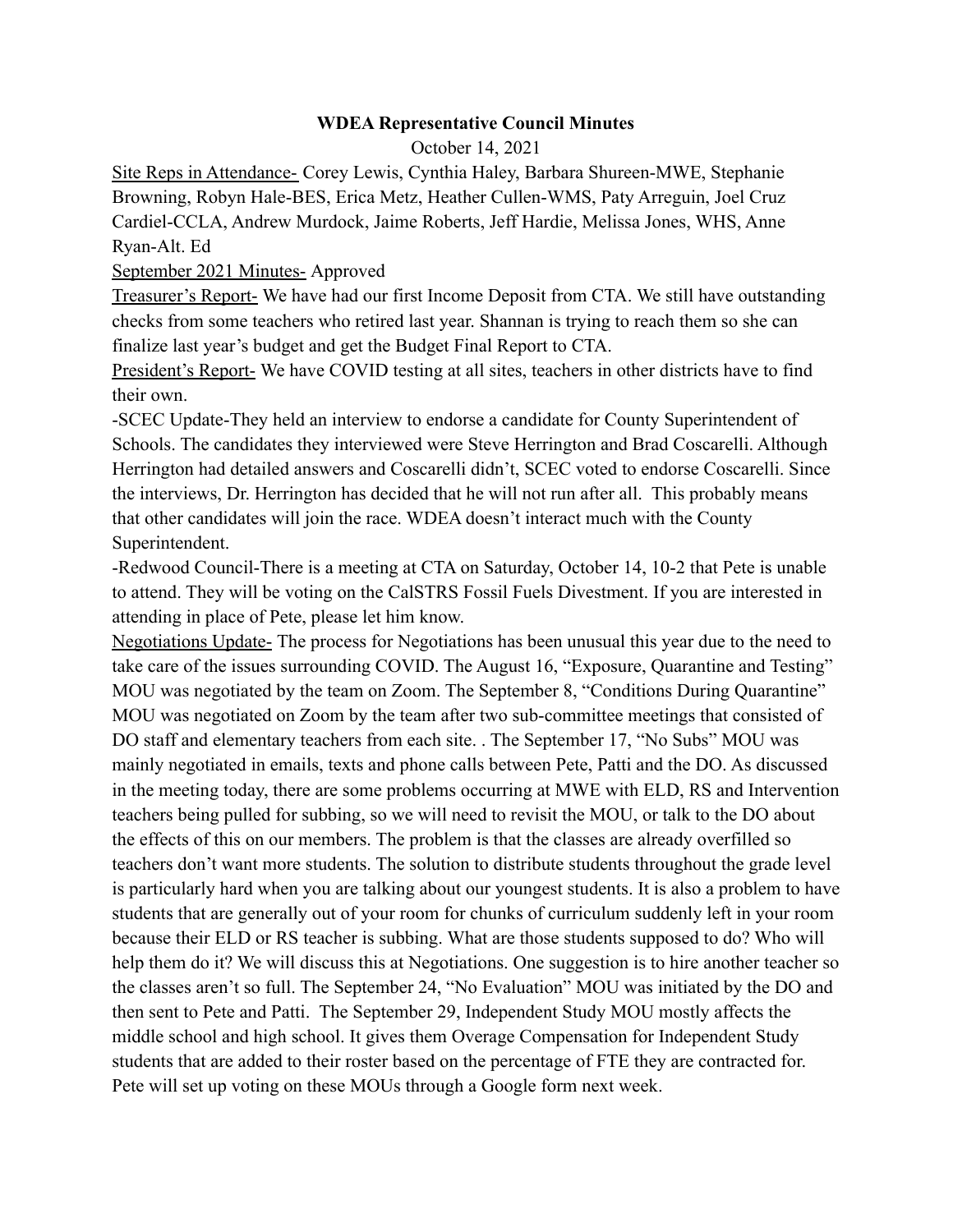**WDEA Representative Council Minutes**

October 14, 2021

<u>Site Reps in Attendance-</u> Corey Lewis, Cynthia Haley, Barbara Shureen-MWE, Stephanie Browning, Robyn Hale-BES, Erica Metz, Heather Cullen-WMS, Paty Arreguin, Joel Cruz Cardiel-CCLA, Andrew Murdock, Jaime Roberts, Jeff Hardie, Melissa Jones, WHS, Anne Ryan-Alt. Ed

<u>September 2021 Minutes-</u> Approved

<u>Treasurer's Report-</u> We have had our first Income Deposit from CTA. We still have outstanding checks from some teachers who retired last year. Shannan is trying to reach them so she can finalize last year's budget and get the Budget Final Report to CTA.

<u>President's Report-</u> We have COVID testing at all sites, teachers in other districts have to find their own.

-SCEC Update-They held an interview to endorse a candidate for County Superintendent of Schools. The candidates they interviewed were Steve Herrington and Brad Coscarelli. Although Herrington had detailed answers and Coscarelli didn't, SCEC voted to endorse Coscarelli. Since the interviews, Dr. Herrington has decided that he will not run after all. This probably means that other candidates will join the race. WDEA doesn't interact much with the County Superintendent.

-Redwood Council-There is a meeting at CTA on Saturday, October 14, 10-2 that Pete is unable to attend. They will be voting on the CalSTRS Fossil Fuels Divestment. If you are interested in attending in place of Pete, please let him know.

<u>Negotiations Update-</u> The process for Negotiations has been unusual this year due to the need to take care of the issues surrounding COVID. The August 16, "Exposure, Quarantine and Testing" MOU was negotiated by the team on Zoom. The September 8, "Conditions During Quarantine" MOU was negotiated on Zoom by the team after two sub-committee meetings that consisted of DO staff and elementary teachers from each site. . The September 17, "No Subs" MOU was mainly negotiated in emails, texts and phone calls between Pete, Patti and the DO. As discussed in the meeting today, there are some problems occurring at MWE with ELD, RS and Intervention teachers being pulled for subbing, so we will need to revisit the MOU, or talk to the DO about the effects of this on our members. The problem is that the classes are already overfilled so teachers don't want more students. The solution to distribute students throughout the grade level is particularly hard when you are talking about our youngest students. It is also a problem to have students that are generally out of your room for chunks of curriculum suddenly left in your room because their ELD or RS teacher is subbing. What are those students supposed to do? Who will help them do it? We will discuss this at Negotiations. One suggestion is to hire another teacher so the classes aren't so full. The September 24, "No Evaluation" MOU was initiated by the DO and then sent to Pete and Patti. The September 29, Independent Study MOU mostly affects the middle school and high school. It gives them Overage Compensation for Independent Study students that are added to their roster based on the percentage of FTE they are contracted for. Pete will set up voting on these MOUs through a Google form next week.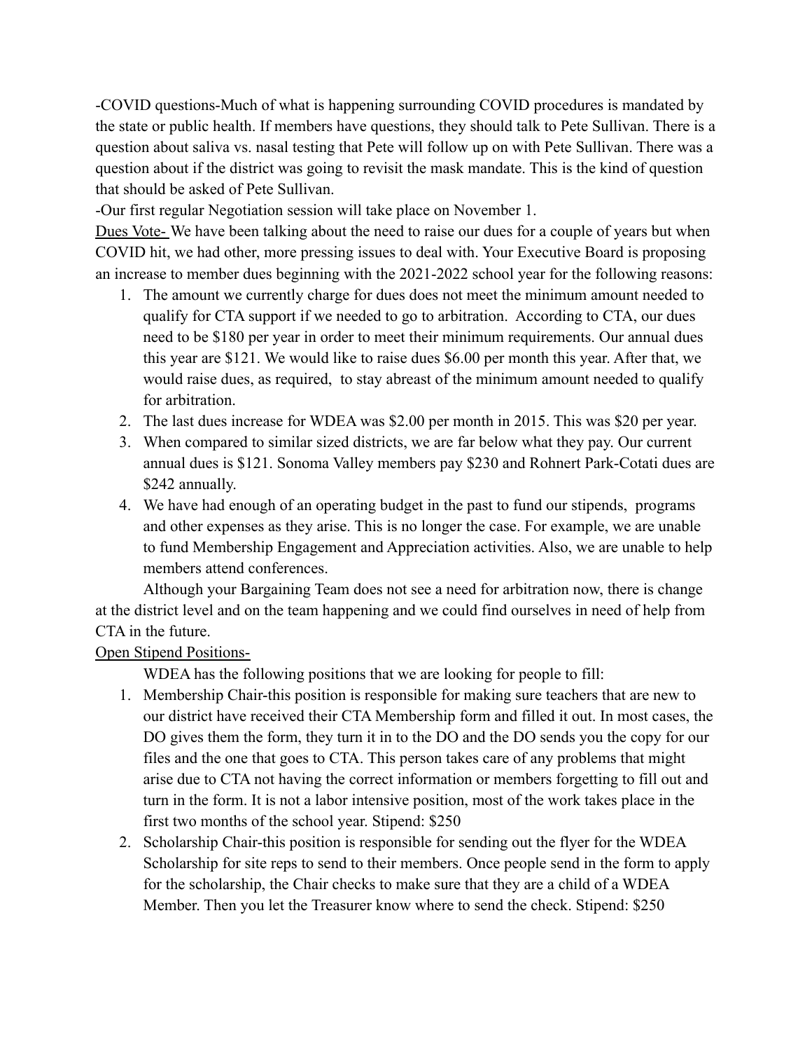-COVID questions-Much of what is happening surrounding COVID procedures is mandated by the state or public health. If members have questions, they should talk to Pete Sullivan. There is a question about saliva vs. nasal testing that Pete will follow up on with Pete Sullivan. There was a question about if the district was going to revisit the mask mandate. This is the kind of question that should be asked of Pete Sullivan.

-Our first regular Negotiation session will take place on November 1.

Dues Vote- We have been talking about the need to raise our dues for a couple of years but when COVID hit, we had other, more pressing issues to deal with. Your Executive Board is proposing an increase to member dues beginning with the 2021-2022 school year for the following reasons:

1. The amount we currently charge for dues does not meet the minimum amount needed to qualify for CTA support if we needed to go to arbitration. According to CTA, our dues need to be $180 per year in order to meet their minimum requirements. Our annual dues this year are $121. We would like to raise dues $6.00 per month this year. After that, we would raise dues, as required, to stay abreast of the minimum amount needed to qualify for arbitration.
2. The last dues increase for WDEA was $2.00 per month in 2015. This was $20 per year.
3. When compared to similar sized districts, we are far below what they pay. Our current annual dues is $121. Sonoma Valley members pay $230 and Rohnert Park-Cotati dues are $242 annually.
4. We have had enough of an operating budget in the past to fund our stipends, programs and other expenses as they arise. This is no longer the case. For example, we are unable to fund Membership Engagement and Appreciation activities. Also, we are unable to help members attend conferences.

Although your Bargaining Team does not see a need for arbitration now, there is change at the district level and on the team happening and we could find ourselves in need of help from CTA in the future.

Open Stipend Positions-

WDEA has the following positions that we are looking for people to fill:

1. Membership Chair-this position is responsible for making sure teachers that are new to our district have received their CTA Membership form and filled it out. In most cases, the DO gives them the form, they turn it in to the DO and the DO sends you the copy for our files and the one that goes to CTA. This person takes care of any problems that might arise due to CTA not having the correct information or members forgetting to fill out and turn in the form. It is not a labor intensive position, most of the work takes place in the first two months of the school year. Stipend: $250
2. Scholarship Chair-this position is responsible for sending out the flyer for the WDEA Scholarship for site reps to send to their members. Once people send in the form to apply for the scholarship, the Chair checks to make sure that they are a child of a WDEA Member. Then you let the Treasurer know where to send the check. Stipend: $250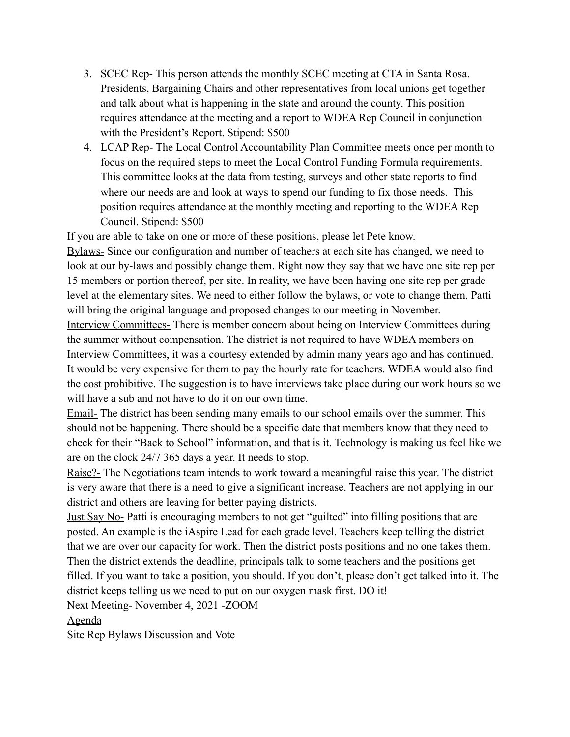3. SCEC Rep- This person attends the monthly SCEC meeting at CTA in Santa Rosa. Presidents, Bargaining Chairs and other representatives from local unions get together and talk about what is happening in the state and around the county. This position requires attendance at the meeting and a report to WDEA Rep Council in conjunction with the President's Report. Stipend: $500
4. LCAP Rep- The Local Control Accountability Plan Committee meets once per month to focus on the required steps to meet the Local Control Funding Formula requirements. This committee looks at the data from testing, surveys and other state reports to find where our needs are and look at ways to spend our funding to fix those needs. This position requires attendance at the monthly meeting and reporting to the WDEA Rep Council. Stipend: $500

If you are able to take on one or more of these positions, please let Pete know.

<u>Bylaws-</u> Since our configuration and number of teachers at each site has changed, we need to look at our by-laws and possibly change them. Right now they say that we have one site rep per 15 members or portion thereof, per site. In reality, we have been having one site rep per grade level at the elementary sites. We need to either follow the bylaws, or vote to change them. Patti will bring the original language and proposed changes to our meeting in November.

<u>Interview Committees-</u> There is member concern about being on Interview Committees during the summer without compensation. The district is not required to have WDEA members on Interview Committees, it was a courtesy extended by admin many years ago and has continued. It would be very expensive for them to pay the hourly rate for teachers. WDEA would also find the cost prohibitive. The suggestion is to have interviews take place during our work hours so we will have a sub and not have to do it on our own time.

<u>Email-</u> The district has been sending many emails to our school emails over the summer. This should not be happening. There should be a specific date that members know that they need to check for their "Back to School" information, and that is it. Technology is making us feel like we are on the clock 24/7 365 days a year. It needs to stop.

<u>Raise?-</u> The Negotiations team intends to work toward a meaningful raise this year. The district is very aware that there is a need to give a significant increase. Teachers are not applying in our district and others are leaving for better paying districts.

<u>Just Say No-</u> Patti is encouraging members to not get "guilted" into filling positions that are posted. An example is the iAspire Lead for each grade level. Teachers keep telling the district that we are over our capacity for work. Then the district posts positions and no one takes them. Then the district extends the deadline, principals talk to some teachers and the positions get filled. If you want to take a position, you should. If you don't, please don't get talked into it. The district keeps telling us we need to put on our oxygen mask first. DO it!

<u>Next Meeting</u>- November 4, 2021 -ZOOM

<u>Agenda</u>

Site Rep Bylaws Discussion and Vote